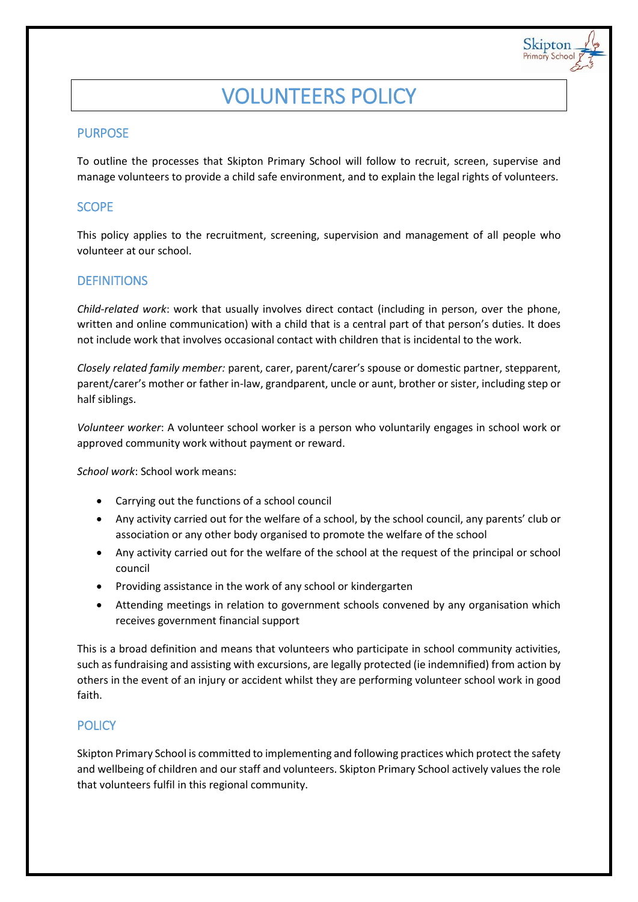# VOLUNTEERS POLICY

## PURPOSE

To outline the processes that Skipton Primary School will follow to recruit, screen, supervise and manage volunteers to provide a child safe environment, and to explain the legal rights of volunteers.

## SCOPE

This policy applies to the recruitment, screening, supervision and management of all people who volunteer at our school.

## DEFINITIONS

*Child-related work*: work that usually involves direct contact (including in person, over the phone, written and online communication) with a child that is a central part of that person's duties. It does not include work that involves occasional contact with children that is incidental to the work.

*Closely related family member:* parent, carer, parent/carer's spouse or domestic partner, stepparent, parent/carer's mother or father in-law, grandparent, uncle or aunt, brother or sister, including step or half siblings.

*Volunteer worker*: A volunteer school worker is a person who voluntarily engages in school work or approved community work without payment or reward.

*School work*: School work means:

- Carrying out the functions of a school council
- Any activity carried out for the welfare of a school, by the school council, any parents' club or association or any other body organised to promote the welfare of the school
- Any activity carried out for the welfare of the school at the request of the principal or school council
- Providing assistance in the work of any school or kindergarten
- Attending meetings in relation to government schools convened by any organisation which receives government financial support

This is a broad definition and means that volunteers who participate in school community activities, such as fundraising and assisting with excursions, are legally protected (ie indemnified) from action by others in the event of an injury or accident whilst they are performing volunteer school work in good faith.

## POLICY

Skipton Primary School is committed to implementing and following practices which protect the safety and wellbeing of children and our staff and volunteers. Skipton Primary School actively values the role that volunteers fulfil in this regional community.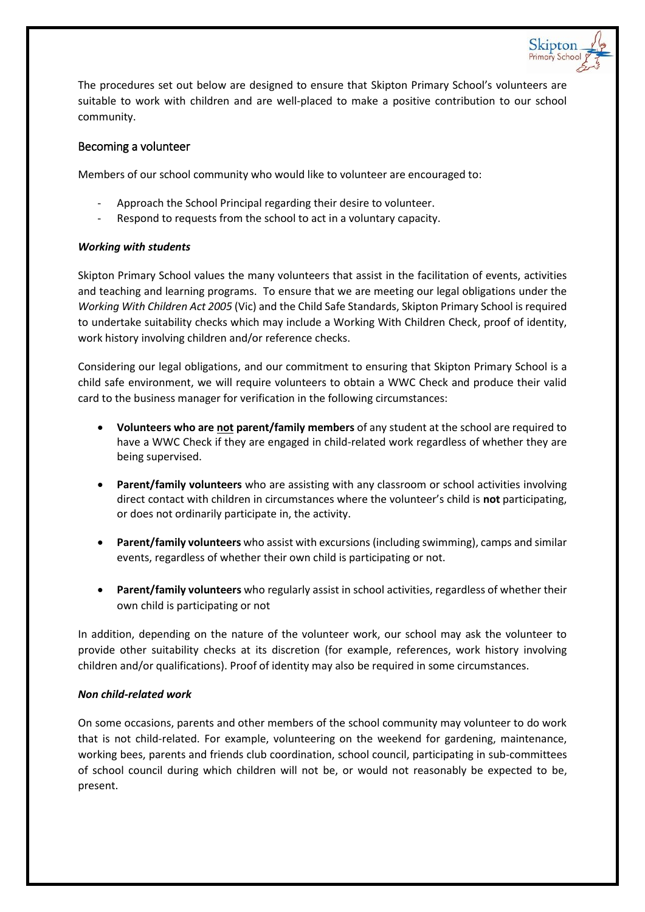The procedures set out below are designed to ensure that Skipton Primary School's volunteers are suitable to work with children and are well-placed to make a positive contribution to our school community.

## Becoming a volunteer

Members of our school community who would like to volunteer are encouraged to:

- Approach the School Principal regarding their desire to volunteer.
- Respond to requests from the school to act in a voluntary capacity.

### *Working with students*

Skipton Primary School values the many volunteers that assist in the facilitation of events, activities and teaching and learning programs. To ensure that we are meeting our legal obligations under the *Working With Children Act 2005* (Vic) and the Child Safe Standards, Skipton Primary School is required to undertake suitability checks which may include a Working With Children Check, proof of identity, work history involving children and/or reference checks.

Considering our legal obligations, and our commitment to ensuring that Skipton Primary School is a child safe environment, we will require volunteers to obtain a WWC Check and produce their valid card to the business manager for verification in the following circumstances:

- **Volunteers who are <u>not</u> parent/family members** of any student at the school are required to have a WWC Check if they are engaged in child-related work regardless of whether they are being supervised.
- **Parent/family volunteers** who are assisting with any classroom or school activities involving direct contact with children in circumstances where the volunteer's child is **not** participating, or does not ordinarily participate in, the activity.
- **Parent/family volunteers** who assist with excursions (including swimming), camps and similar events, regardless of whether their own child is participating or not.
- **Parent/family volunteers** who regularly assist in school activities, regardless of whether their own child is participating or not

In addition, depending on the nature of the volunteer work, our school may ask the volunteer to provide other suitability checks at its discretion (for example, references, work history involving children and/or qualifications). Proof of identity may also be required in some circumstances.

### *Non child-related work*

On some occasions, parents and other members of the school community may volunteer to do work that is not child-related. For example, volunteering on the weekend for gardening, maintenance, working bees, parents and friends club coordination, school council, participating in sub-committees of school council during which children will not be, or would not reasonably be expected to be, present.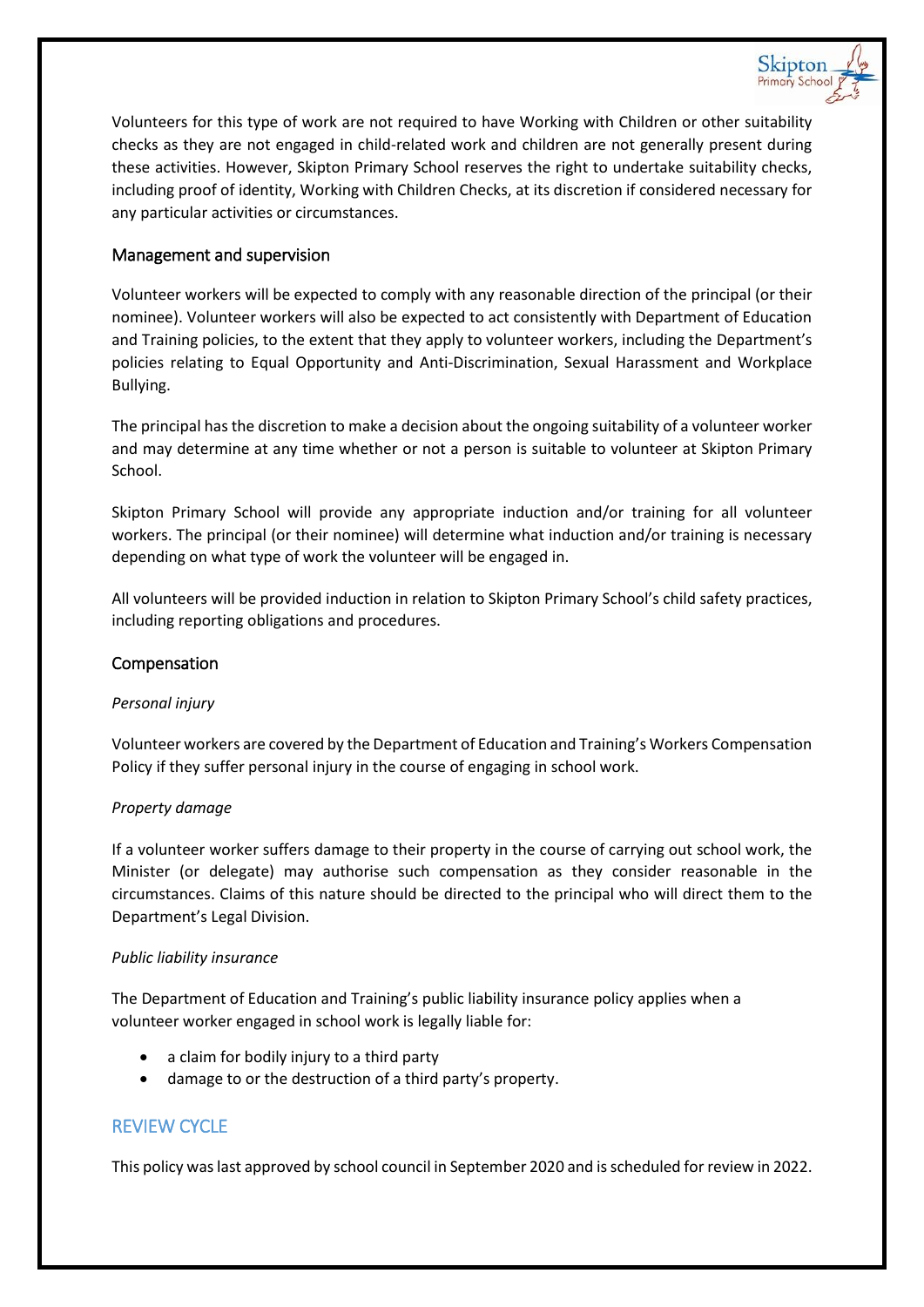Volunteers for this type of work are not required to have Working with Children or other suitability checks as they are not engaged in child-related work and children are not generally present during these activities. However, Skipton Primary School reserves the right to undertake suitability checks, including proof of identity, Working with Children Checks, at its discretion if considered necessary for any particular activities or circumstances.

### Management and supervision

Volunteer workers will be expected to comply with any reasonable direction of the principal (or their nominee). Volunteer workers will also be expected to act consistently with Department of Education and Training policies, to the extent that they apply to volunteer workers, including the Department's policies relating to Equal Opportunity and Anti-Discrimination, Sexual Harassment and Workplace Bullying.

The principal has the discretion to make a decision about the ongoing suitability of a volunteer worker and may determine at any time whether or not a person is suitable to volunteer at Skipton Primary School.

Skipton Primary School will provide any appropriate induction and/or training for all volunteer workers. The principal (or their nominee) will determine what induction and/or training is necessary depending on what type of work the volunteer will be engaged in.

All volunteers will be provided induction in relation to Skipton Primary School's child safety practices, including reporting obligations and procedures.

### Compensation

*Personal injury*

Volunteer workers are covered by the Department of Education and Training's Workers Compensation Policy if they suffer personal injury in the course of engaging in school work.

*Property damage*

If a volunteer worker suffers damage to their property in the course of carrying out school work, the Minister (or delegate) may authorise such compensation as they consider reasonable in the circumstances. Claims of this nature should be directed to the principal who will direct them to the Department's Legal Division.

*Public liability insurance*

The Department of Education and Training's public liability insurance policy applies when a volunteer worker engaged in school work is legally liable for:

- a claim for bodily injury to a third party
- damage to or the destruction of a third party's property.

## REVIEW CYCLE

This policy was last approved by school council in September 2020 and is scheduled for review in 2022.